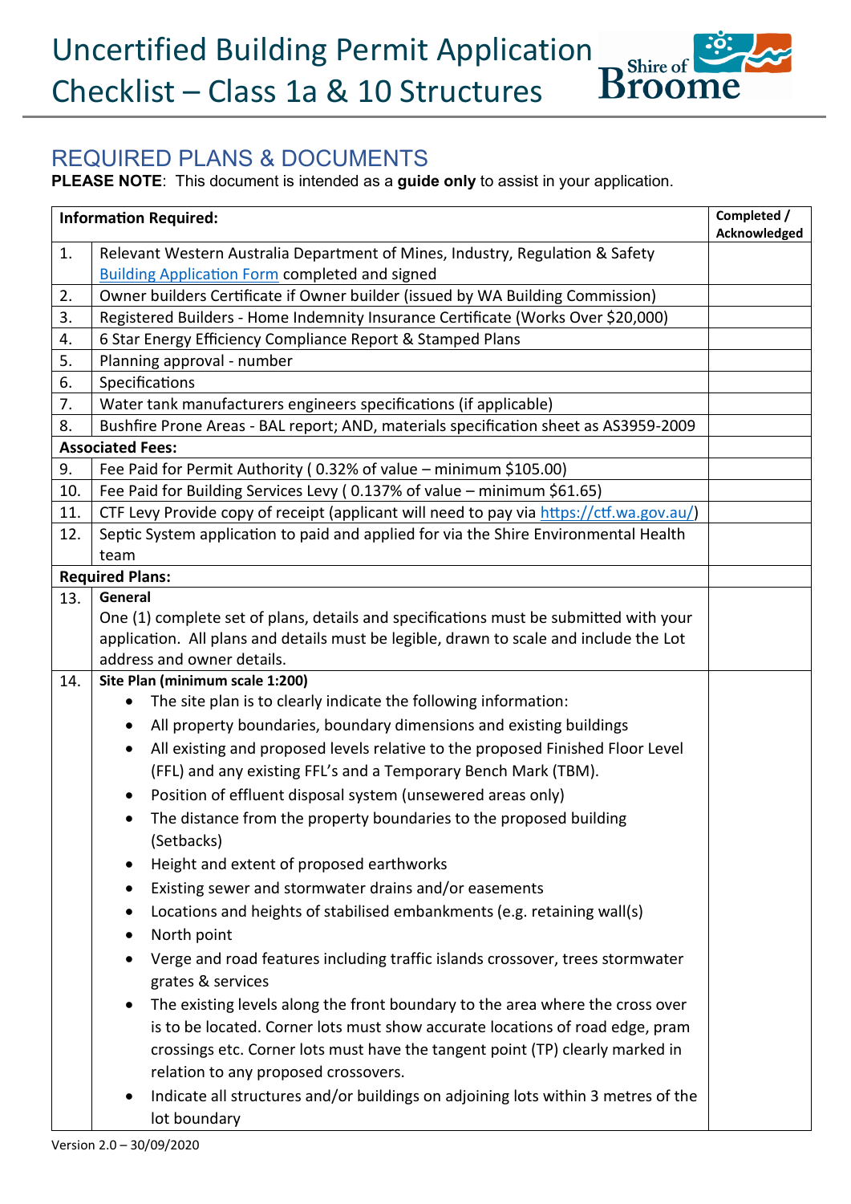# Uncertified Building Permit Application Checklist – Class 1a & 10 Structures

## REQUIRED PLANS & DOCUMENTS

**PLEASE NOTE**: This document is intended as a **guide only** to assist in your application.

| **Information Required:** | | **Completed / Acknowledged** |
|---|---|---|
| 1. | Relevant Western Australia Department of Mines, Industry, Regulation & Safety Building Application Form completed and signed | |
| 2. | Owner builders Certificate if Owner builder (issued by WA Building Commission) | |
| 3. | Registered Builders - Home Indemnity Insurance Certificate (Works Over $20,000) | |
| 4. | 6 Star Energy Efficiency Compliance Report & Stamped Plans | |
| 5. | Planning approval - number | |
| 6. | Specifications | |
| 7. | Water tank manufacturers engineers specifications (if applicable) | |
| 8. | Bushfire Prone Areas - BAL report; AND, materials specification sheet as AS3959-2009 | |
| **Associated Fees:** | | |
| 9. | Fee Paid for Permit Authority ( 0.32% of value – minimum $105.00) | |
| 10. | Fee Paid for Building Services Levy ( 0.137% of value – minimum $61.65) | |
| 11. | CTF Levy Provide copy of receipt (applicant will need to pay via https://ctf.wa.gov.au/) | |
| 12. | Septic System application to paid and applied for via the Shire Environmental Health team | |
| **Required Plans:** | | |
| 13. | **General**<br>One (1) complete set of plans, details and specifications must be submitted with your application. All plans and details must be legible, drawn to scale and include the Lot address and owner details. | |
| 14. | **Site Plan (minimum scale 1:200)**<br>• The site plan is to clearly indicate the following information:<br>• All property boundaries, boundary dimensions and existing buildings<br>• All existing and proposed levels relative to the proposed Finished Floor Level (FFL) and any existing FFL's and a Temporary Bench Mark (TBM).<br>• Position of effluent disposal system (unsewered areas only)<br>• The distance from the property boundaries to the proposed building (Setbacks)<br>• Height and extent of proposed earthworks<br>• Existing sewer and stormwater drains and/or easements<br>• Locations and heights of stabilised embankments (e.g. retaining wall(s)<br>• North point<br>• Verge and road features including traffic islands crossover, trees stormwater grates & services<br>• The existing levels along the front boundary to the area where the cross over is to be located. Corner lots must show accurate locations of road edge, pram crossings etc. Corner lots must have the tangent point (TP) clearly marked in relation to any proposed crossovers.<br>• Indicate all structures and/or buildings on adjoining lots within 3 metres of the lot boundary | |

Version 2.0 – 30/09/2020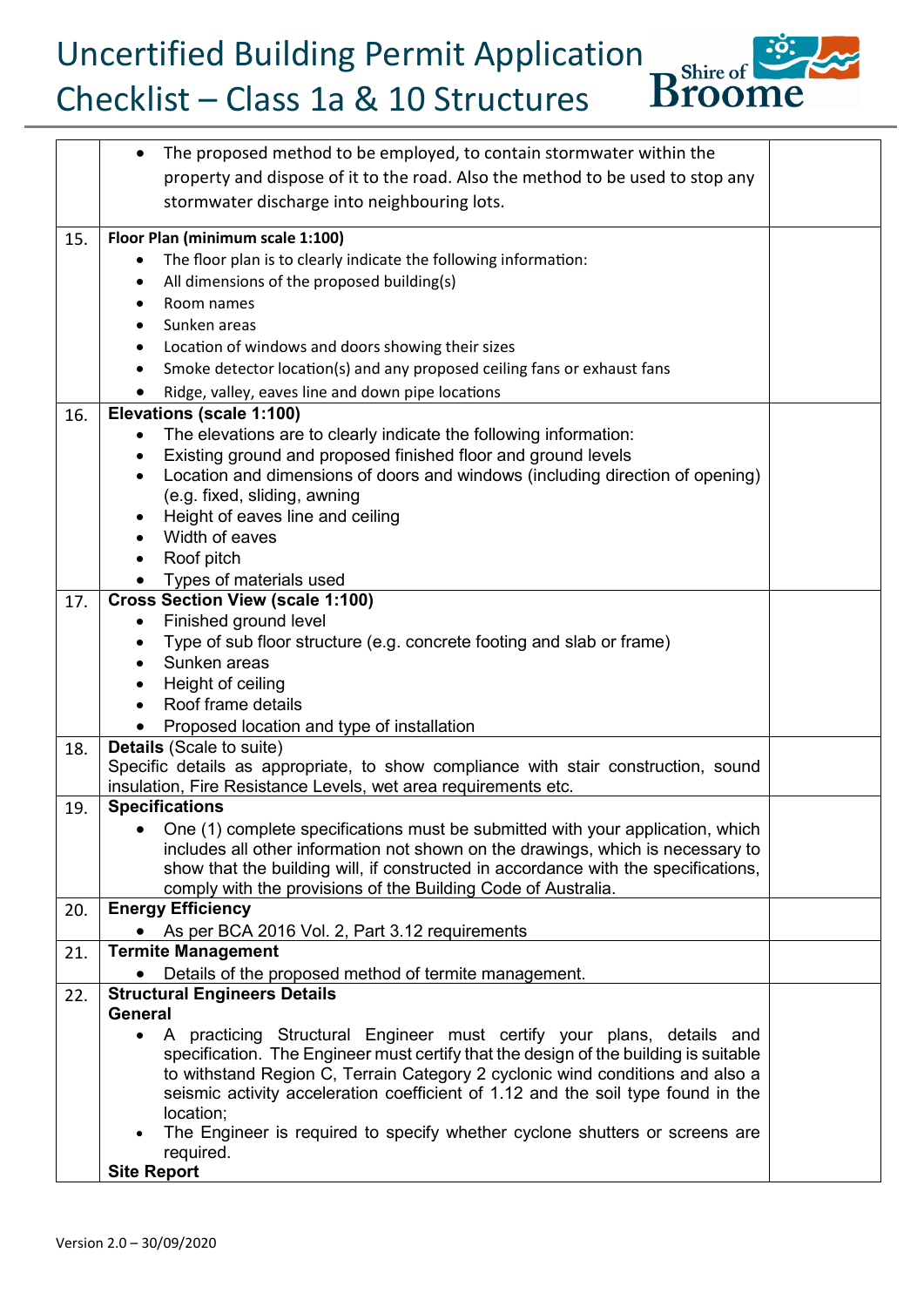| | | |
|---|---|---|
| | • The proposed method to be employed, to contain stormwater within the property and dispose of it to the road. Also the method to be used to stop any stormwater discharge into neighbouring lots. | |
| 15. | **Floor Plan (minimum scale 1:100)**<br>• The floor plan is to clearly indicate the following information:<br>• All dimensions of the proposed building(s)<br>• Room names<br>• Sunken areas<br>• Location of windows and doors showing their sizes<br>• Smoke detector location(s) and any proposed ceiling fans or exhaust fans<br>• Ridge, valley, eaves line and down pipe locations | |
| 16. | **Elevations (scale 1:100)**<br>• The elevations are to clearly indicate the following information:<br>• Existing ground and proposed finished floor and ground levels<br>• Location and dimensions of doors and windows (including direction of opening) (e.g. fixed, sliding, awning<br>• Height of eaves line and ceiling<br>• Width of eaves<br>• Roof pitch<br>• Types of materials used | |
| 17. | **Cross Section View (scale 1:100)**<br>• Finished ground level<br>• Type of sub floor structure (e.g. concrete footing and slab or frame)<br>• Sunken areas<br>• Height of ceiling<br>• Roof frame details<br>• Proposed location and type of installation | |
| 18. | **Details** (Scale to suite)<br>Specific details as appropriate, to show compliance with stair construction, sound insulation, Fire Resistance Levels, wet area requirements etc. | |
| 19. | **Specifications**<br>• One (1) complete specifications must be submitted with your application, which includes all other information not shown on the drawings, which is necessary to show that the building will, if constructed in accordance with the specifications, comply with the provisions of the Building Code of Australia. | |
| 20. | **Energy Efficiency**<br>• As per BCA 2016 Vol. 2, Part 3.12 requirements | |
| 21. | **Termite Management**<br>• Details of the proposed method of termite management. | |
| 22. | **Structural Engineers Details**<br>**General**<br>• A practicing Structural Engineer must certify your plans, details and specification. The Engineer must certify that the design of the building is suitable to withstand Region C, Terrain Category 2 cyclonic wind conditions and also a seismic activity acceleration coefficient of 1.12 and the soil type found in the location;<br>• The Engineer is required to specify whether cyclone shutters or screens are required.<br>**Site Report** | |

Version 2.0 – 30/09/2020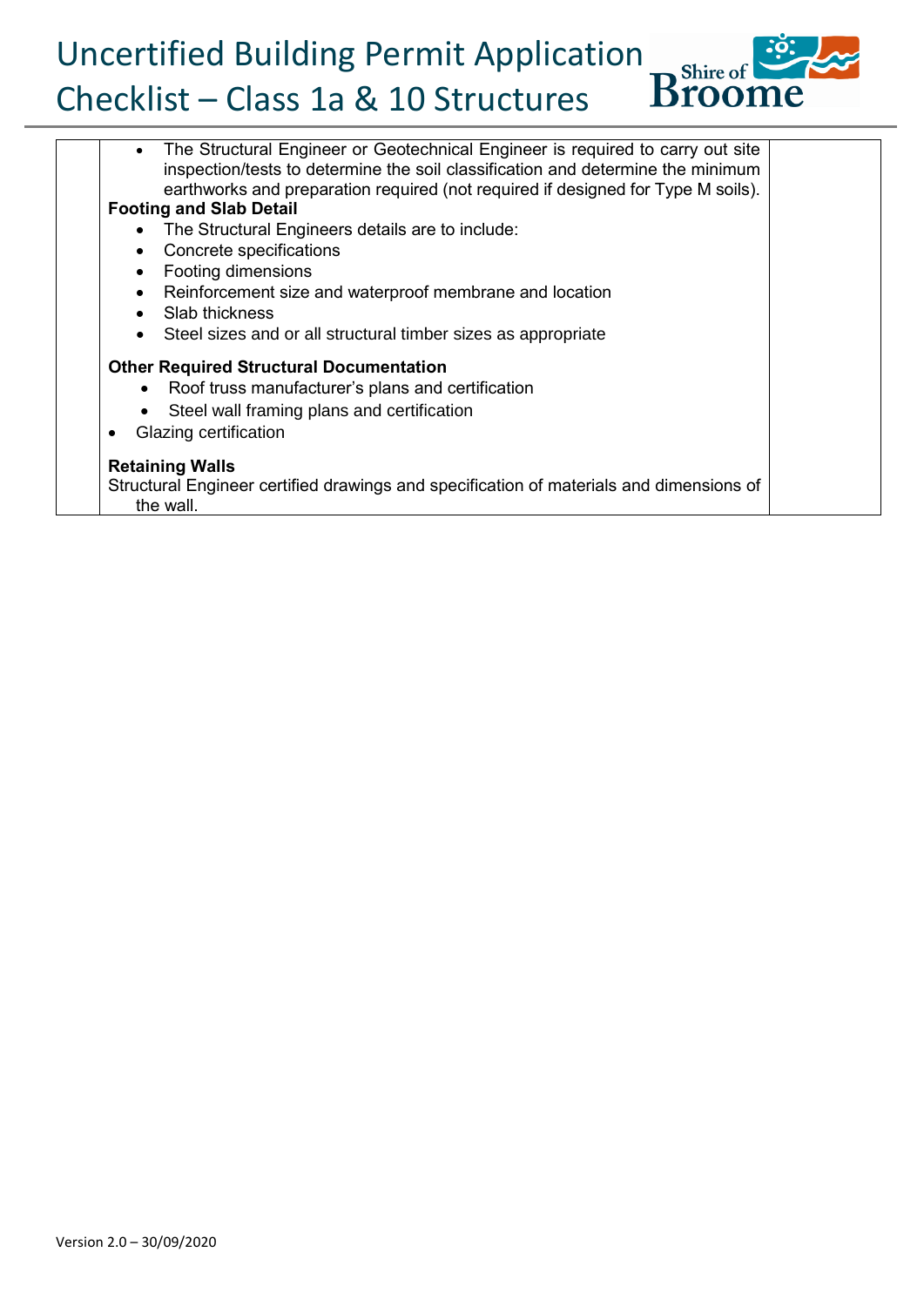| | | |
|---|---|---|
| | • The Structural Engineer or Geotechnical Engineer is required to carry out site inspection/tests to determine the soil classification and determine the minimum earthworks and preparation required (not required if designed for Type M soils).<br>**Footing and Slab Detail**<br>• The Structural Engineers details are to include:<br>• Concrete specifications<br>• Footing dimensions<br>• Reinforcement size and waterproof membrane and location<br>• Slab thickness<br>• Steel sizes and or all structural timber sizes as appropriate<br><br>**Other Required Structural Documentation**<br>• Roof truss manufacturer's plans and certification<br>• Steel wall framing plans and certification<br>• Glazing certification<br><br>**Retaining Walls**<br>Structural Engineer certified drawings and specification of materials and dimensions of the wall. | |